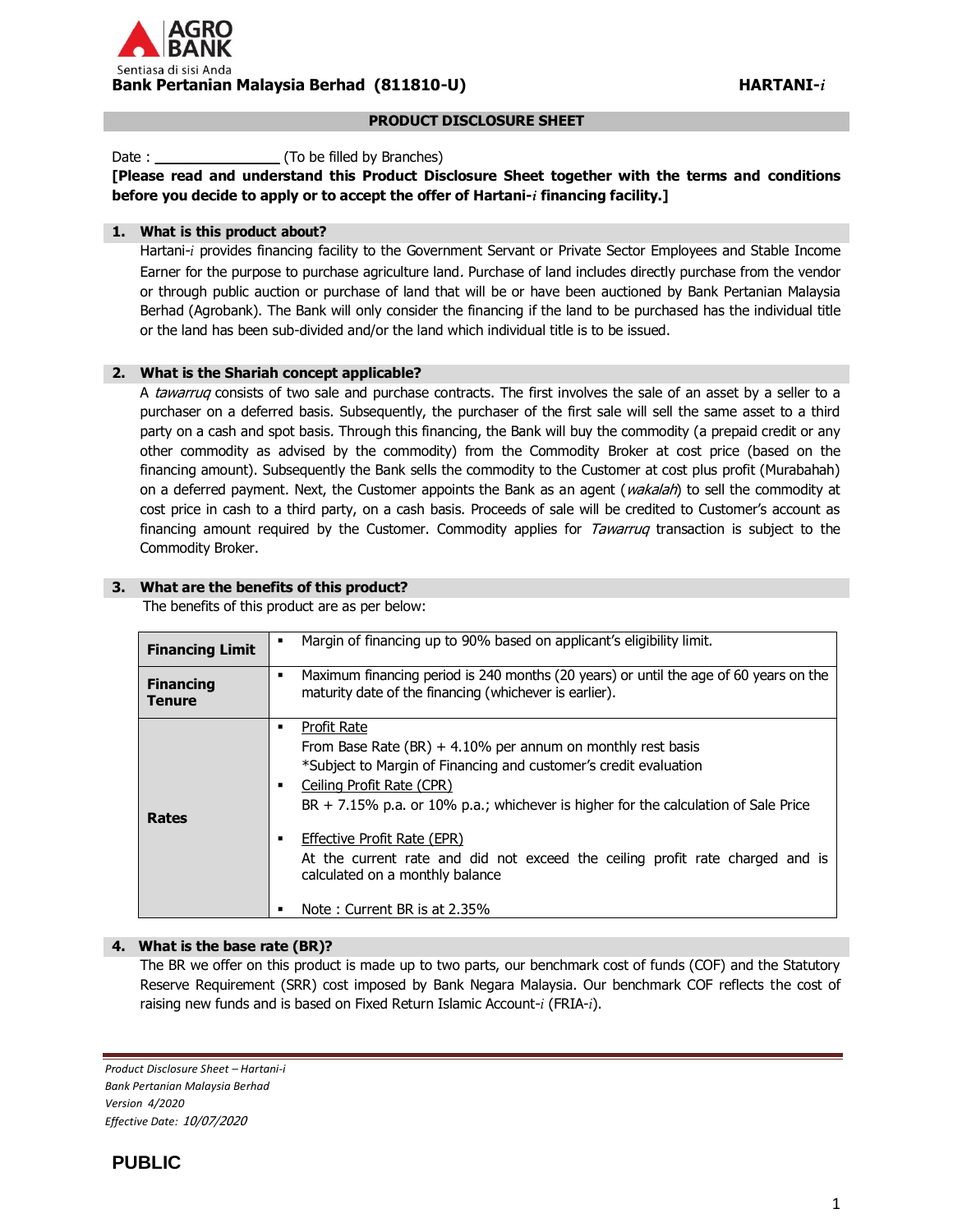Bank Pertanian Malaysia Berhad (811810-U) **HARTANI-*i***

## PRODUCT DISCLOSURE SHEET

Date : _______________ (To be filled by Branches)

**[Please read and understand this Product Disclosure Sheet together with the terms and conditions before you decide to apply or to accept the offer of Hartani-*i* financing facility.]**

### 1. What is this product about?

Hartani-*i* provides financing facility to the Government Servant or Private Sector Employees and Stable Income Earner for the purpose to purchase agriculture land. Purchase of land includes directly purchase from the vendor or through public auction or purchase of land that will be or have been auctioned by Bank Pertanian Malaysia Berhad (Agrobank). The Bank will only consider the financing if the land to be purchased has the individual title or the land has been sub-divided and/or the land which individual title is to be issued.

### 2. What is the Shariah concept applicable?

A *tawarruq* consists of two sale and purchase contracts. The first involves the sale of an asset by a seller to a purchaser on a deferred basis. Subsequently, the purchaser of the first sale will sell the same asset to a third party on a cash and spot basis. Through this financing, the Bank will buy the commodity (a prepaid credit or any other commodity as advised by the commodity) from the Commodity Broker at cost price (based on the financing amount). Subsequently the Bank sells the commodity to the Customer at cost plus profit (Murabahah) on a deferred payment. Next, the Customer appoints the Bank as an agent (*wakalah*) to sell the commodity at cost price in cash to a third party, on a cash basis. Proceeds of sale will be credited to Customer's account as financing amount required by the Customer. Commodity applies for *Tawarruq* transaction is subject to the Commodity Broker.

### 3. What are the benefits of this product?

The benefits of this product are as per below:

| | |
|---|---|
| **Financing Limit** | ▪ Margin of financing up to 90% based on applicant's eligibility limit. |
| **Financing Tenure** | ▪ Maximum financing period is 240 months (20 years) or until the age of 60 years on the maturity date of the financing (whichever is earlier). |
| **Rates** | ▪ Profit Rate<br>From Base Rate (BR) + 4.10% per annum on monthly rest basis<br>*Subject to Margin of Financing and customer's credit evaluation<br>▪ Ceiling Profit Rate (CPR)<br>BR + 7.15% p.a. or 10% p.a.; whichever is higher for the calculation of Sale Price<br>▪ Effective Profit Rate (EPR)<br>At the current rate and did not exceed the ceiling profit rate charged and is calculated on a monthly balance<br>▪ Note : Current BR is at 2.35% |

### 4. What is the base rate (BR)?

The BR we offer on this product is made up to two parts, our benchmark cost of funds (COF) and the Statutory Reserve Requirement (SRR) cost imposed by Bank Negara Malaysia. Our benchmark COF reflects the cost of raising new funds and is based on Fixed Return Islamic Account-*i* (FRIA-*i*).

*Product Disclosure Sheet – Hartani-i*
*Bank Pertanian Malaysia Berhad*
*Version 4/2020*
*Effective Date: 10/07/2020*

PUBLIC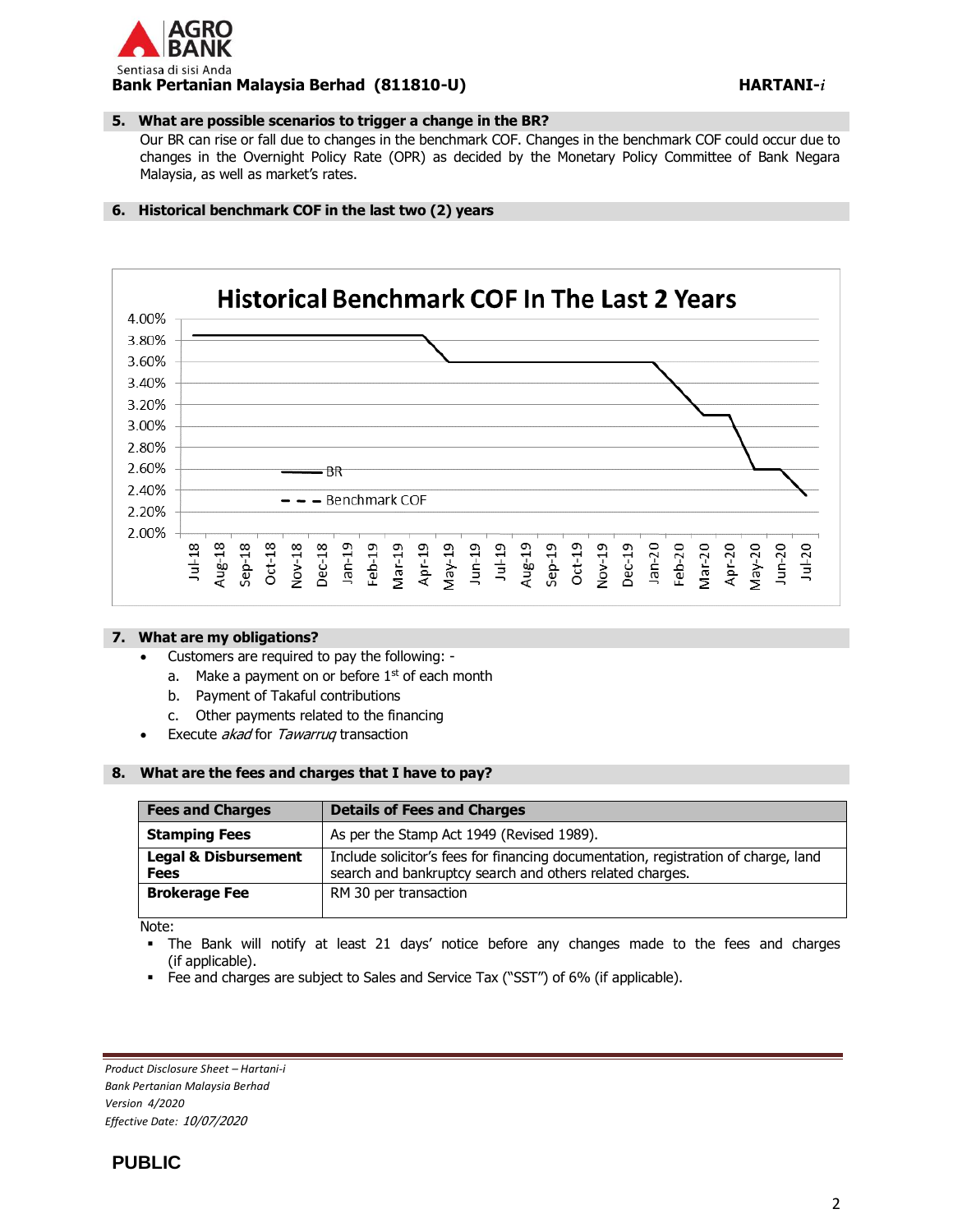## 5. What are possible scenarios to trigger a change in the BR?

Our BR can rise or fall due to changes in the benchmark COF. Changes in the benchmark COF could occur due to changes in the Overnight Policy Rate (OPR) as decided by the Monetary Policy Committee of Bank Negara Malaysia, as well as market's rates.

## 6. Historical benchmark COF in the last two (2) years

**Historical Benchmark COF In The Last 2 Years**

(Chart legend: BR; Benchmark COF. Y-axis: 2.00% to 4.00%. X-axis: Jul-18 to Jul-20.)

## 7. What are my obligations?

- Customers are required to pay the following: -
  a. Make a payment on or before 1st of each month
  b. Payment of Takaful contributions
  c. Other payments related to the financing
- Execute *akad* for *Tawarruq* transaction

## 8. What are the fees and charges that I have to pay?

| Fees and Charges | Details of Fees and Charges |
|---|---|
| **Stamping Fees** | As per the Stamp Act 1949 (Revised 1989). |
| **Legal & Disbursement Fees** | Include solicitor's fees for financing documentation, registration of charge, land search and bankruptcy search and others related charges. |
| **Brokerage Fee** | RM 30 per transaction |

Note:
- The Bank will notify at least 21 days' notice before any changes made to the fees and charges (if applicable).
- Fee and charges are subject to Sales and Service Tax ("SST") of 6% (if applicable).

*Product Disclosure Sheet – Hartani-i*
*Bank Pertanian Malaysia Berhad*
*Version 4/2020*
*Effective Date: 10/07/2020*

**PUBLIC**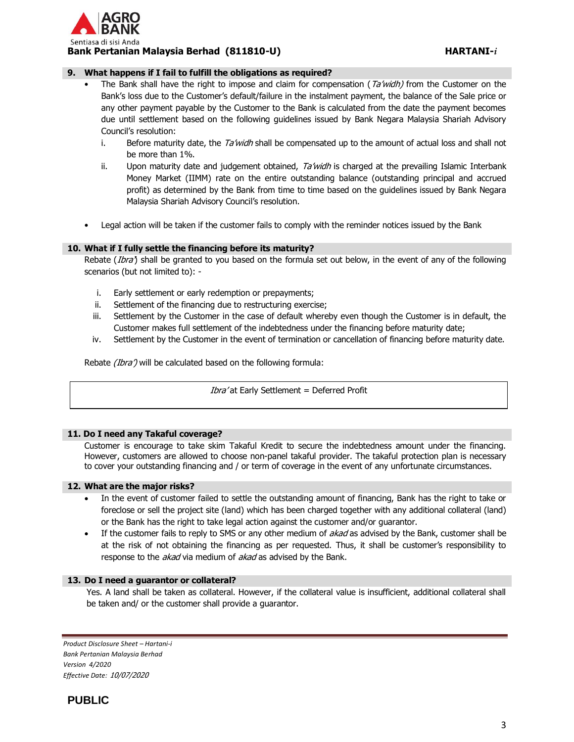## 9. What happens if I fail to fulfill the obligations as required?

- The Bank shall have the right to impose and claim for compensation (*Ta'widh)* from the Customer on the Bank's loss due to the Customer's default/failure in the instalment payment, the balance of the Sale price or any other payment payable by the Customer to the Bank is calculated from the date the payment becomes due until settlement based on the following guidelines issued by Bank Negara Malaysia Shariah Advisory Council's resolution:
  - i. Before maturity date, the *Ta'widh* shall be compensated up to the amount of actual loss and shall not be more than 1%.
  - ii. Upon maturity date and judgement obtained, *Ta'widh* is charged at the prevailing Islamic Interbank Money Market (IIMM) rate on the entire outstanding balance (outstanding principal and accrued profit) as determined by the Bank from time to time based on the guidelines issued by Bank Negara Malaysia Shariah Advisory Council's resolution.
- Legal action will be taken if the customer fails to comply with the reminder notices issued by the Bank

## 10. What if I fully settle the financing before its maturity?

Rebate (*Ibra'*) shall be granted to you based on the formula set out below, in the event of any of the following scenarios (but not limited to): -

- i. Early settlement or early redemption or prepayments;
- ii. Settlement of the financing due to restructuring exercise;
- iii. Settlement by the Customer in the case of default whereby even though the Customer is in default, the Customer makes full settlement of the indebtedness under the financing before maturity date;
- iv. Settlement by the Customer in the event of termination or cancellation of financing before maturity date.

Rebate *(Ibra')* will be calculated based on the following formula:

| *Ibra'* at Early Settlement = Deferred Profit |
|---|

## 11. Do I need any Takaful coverage?

Customer is encourage to take skim Takaful Kredit to secure the indebtedness amount under the financing. However, customers are allowed to choose non-panel takaful provider. The takaful protection plan is necessary to cover your outstanding financing and / or term of coverage in the event of any unfortunate circumstances.

## 12. What are the major risks?

- In the event of customer failed to settle the outstanding amount of financing, Bank has the right to take or foreclose or sell the project site (land) which has been charged together with any additional collateral (land) or the Bank has the right to take legal action against the customer and/or guarantor.
- If the customer fails to reply to SMS or any other medium of *akad* as advised by the Bank, customer shall be at the risk of not obtaining the financing as per requested. Thus, it shall be customer's responsibility to response to the *akad* via medium of *akad* as advised by the Bank.

## 13. Do I need a guarantor or collateral?

Yes. A land shall be taken as collateral. However, if the collateral value is insufficient, additional collateral shall be taken and/ or the customer shall provide a guarantor.

*Product Disclosure Sheet – Hartani-i*
*Bank Pertanian Malaysia Berhad*
*Version 4/2020*
*Effective Date: 10/07/2020*

**PUBLIC**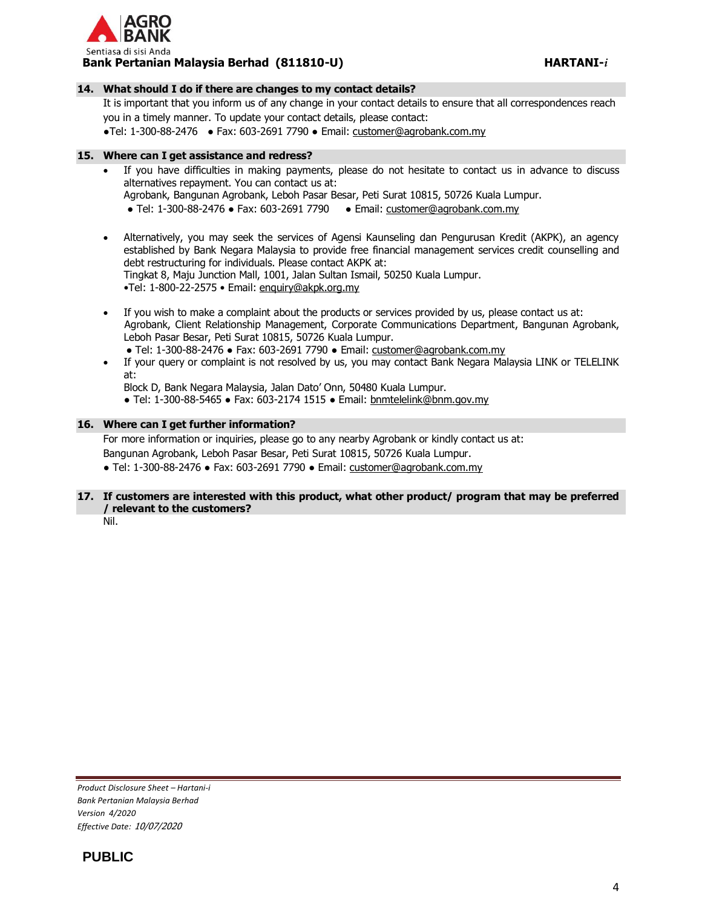## 14. What should I do if there are changes to my contact details?

It is important that you inform us of any change in your contact details to ensure that all correspondences reach you in a timely manner. To update your contact details, please contact:

●Tel: 1-300-88-2476 ● Fax: 603-2691 7790 ● Email: customer@agrobank.com.my

## 15. Where can I get assistance and redress?

- If you have difficulties in making payments, please do not hesitate to contact us in advance to discuss alternatives repayment. You can contact us at:
  Agrobank, Bangunan Agrobank, Leboh Pasar Besar, Peti Surat 10815, 50726 Kuala Lumpur.
  ● Tel: 1-300-88-2476 ● Fax: 603-2691 7790 ● Email: customer@agrobank.com.my

- Alternatively, you may seek the services of Agensi Kaunseling dan Pengurusan Kredit (AKPK), an agency established by Bank Negara Malaysia to provide free financial management services credit counselling and debt restructuring for individuals. Please contact AKPK at:
  Tingkat 8, Maju Junction Mall, 1001, Jalan Sultan Ismail, 50250 Kuala Lumpur.
  •Tel: 1-800-22-2575 • Email: enquiry@akpk.org.my

- If you wish to make a complaint about the products or services provided by us, please contact us at:
  Agrobank, Client Relationship Management, Corporate Communications Department, Bangunan Agrobank, Leboh Pasar Besar, Peti Surat 10815, 50726 Kuala Lumpur.
  ● Tel: 1-300-88-2476 ● Fax: 603-2691 7790 ● Email: customer@agrobank.com.my
- If your query or complaint is not resolved by us, you may contact Bank Negara Malaysia LINK or TELELINK at:
  Block D, Bank Negara Malaysia, Jalan Dato' Onn, 50480 Kuala Lumpur.
  ● Tel: 1-300-88-5465 ● Fax: 603-2174 1515 ● Email: bnmtelelink@bnm.gov.my

## 16. Where can I get further information?

For more information or inquiries, please go to any nearby Agrobank or kindly contact us at:

Bangunan Agrobank, Leboh Pasar Besar, Peti Surat 10815, 50726 Kuala Lumpur.

● Tel: 1-300-88-2476 ● Fax: 603-2691 7790 ● Email: customer@agrobank.com.my

## 17. If customers are interested with this product, what other product/ program that may be preferred / relevant to the customers?

Nil.

*Product Disclosure Sheet – Hartani-i*
*Bank Pertanian Malaysia Berhad*
*Version 4/2020*
*Effective Date: 10/07/2020*

**PUBLIC**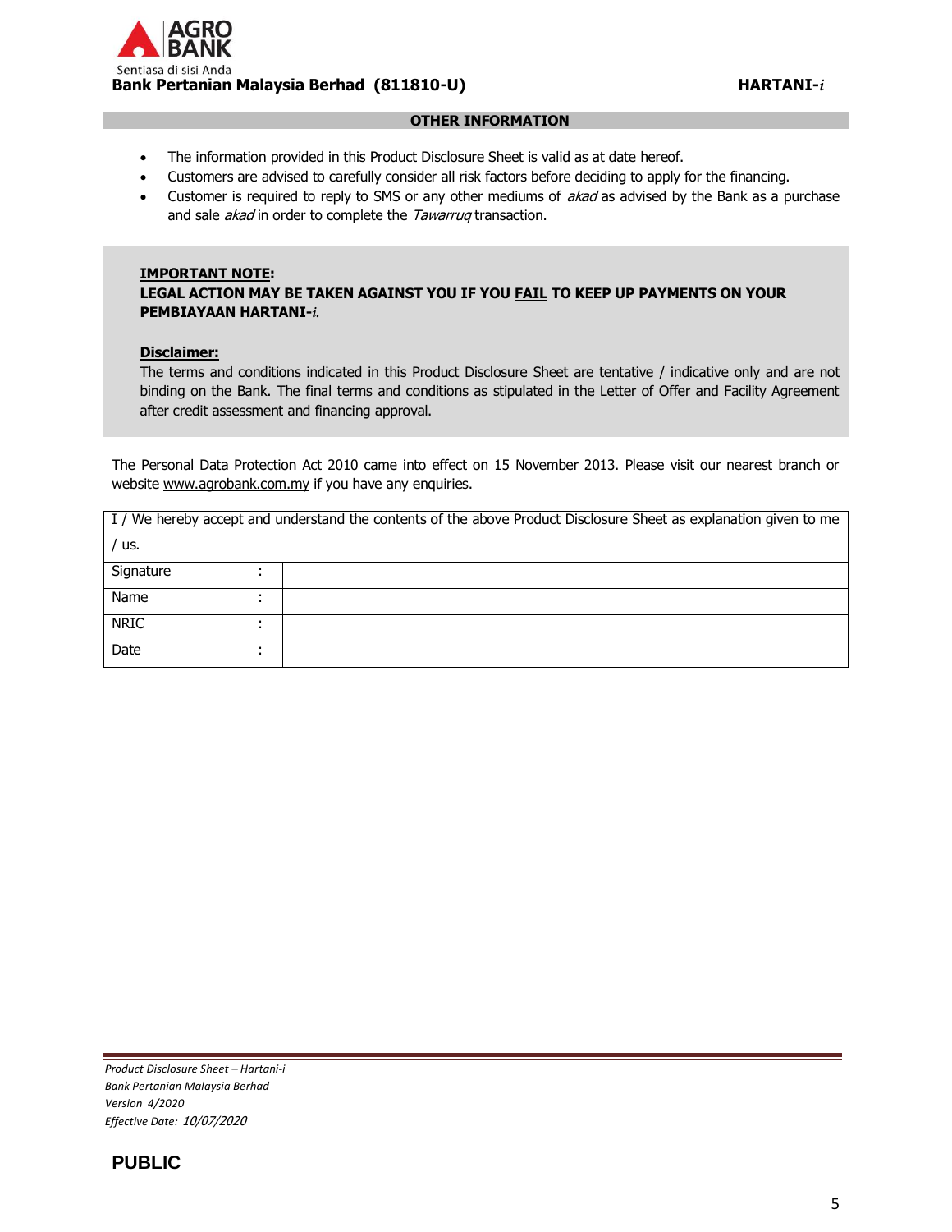## OTHER INFORMATION

- The information provided in this Product Disclosure Sheet is valid as at date hereof.
- Customers are advised to carefully consider all risk factors before deciding to apply for the financing.
- Customer is required to reply to SMS or any other mediums of *akad* as advised by the Bank as a purchase and sale *akad* in order to complete the *Tawarruq* transaction.

**IMPORTANT NOTE:**
**LEGAL ACTION MAY BE TAKEN AGAINST YOU IF YOU FAIL TO KEEP UP PAYMENTS ON YOUR PEMBIAYAAN HARTANI-*i*.**

**Disclaimer:**
The terms and conditions indicated in this Product Disclosure Sheet are tentative / indicative only and are not binding on the Bank. The final terms and conditions as stipulated in the Letter of Offer and Facility Agreement after credit assessment and financing approval.

The Personal Data Protection Act 2010 came into effect on 15 November 2013. Please visit our nearest branch or website www.agrobank.com.my if you have any enquiries.

| I / We hereby accept and understand the contents of the above Product Disclosure Sheet as explanation given to me / us. | | |
|---|---|---|
| Signature | : | |
| Name | : | |
| NRIC | : | |
| Date | : | |

*Product Disclosure Sheet – Hartani-i*
*Bank Pertanian Malaysia Berhad*
*Version 4/2020*
*Effective Date: 10/07/2020*

**PUBLIC**